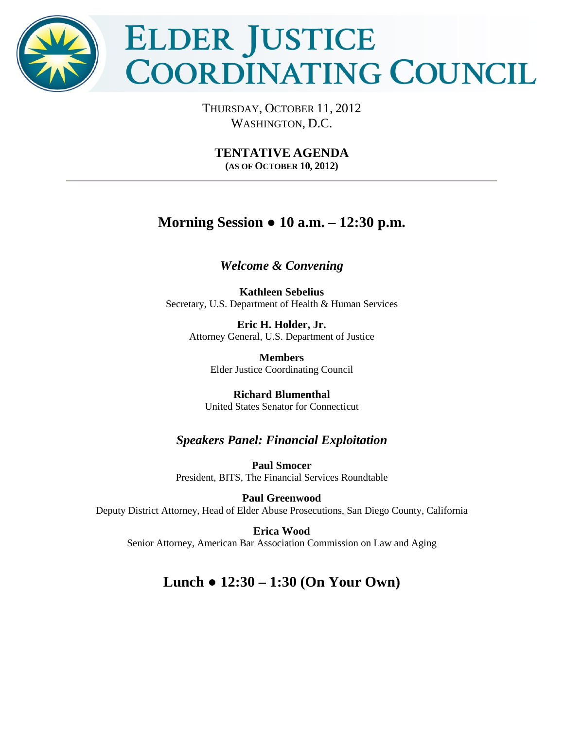# Elder Justice Coordinating Council

Thursday, October 11, 2012
Washington, D.C.

**TENTATIVE AGENDA**
**(AS OF OCTOBER 10, 2012)**

---

## Morning Session ● 10 a.m. – 12:30 p.m.

### *Welcome & Convening*

**Kathleen Sebelius**
Secretary, U.S. Department of Health & Human Services

**Eric H. Holder, Jr.**
Attorney General, U.S. Department of Justice

**Members**
Elder Justice Coordinating Council

**Richard Blumenthal**
United States Senator for Connecticut

### *Speakers Panel: Financial Exploitation*

**Paul Smocer**
President, BITS, The Financial Services Roundtable

**Paul Greenwood**
Deputy District Attorney, Head of Elder Abuse Prosecutions, San Diego County, California

**Erica Wood**
Senior Attorney, American Bar Association Commission on Law and Aging

## Lunch ● 12:30 – 1:30 (On Your Own)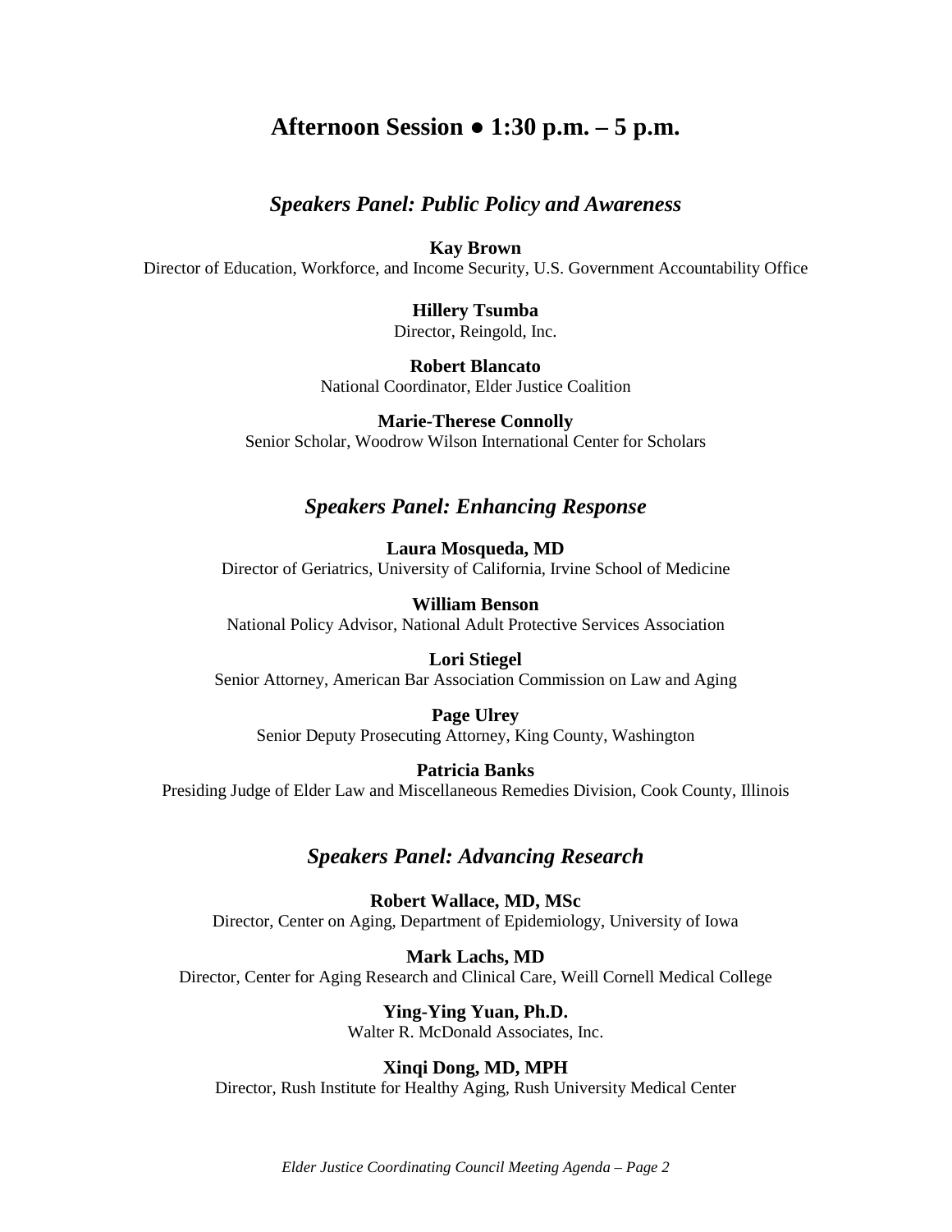## Afternoon Session ● 1:30 p.m. – 5 p.m.

### *Speakers Panel: Public Policy and Awareness*

**Kay Brown**
Director of Education, Workforce, and Income Security, U.S. Government Accountability Office

**Hillery Tsumba**
Director, Reingold, Inc.

**Robert Blancato**
National Coordinator, Elder Justice Coalition

**Marie-Therese Connolly**
Senior Scholar, Woodrow Wilson International Center for Scholars

### *Speakers Panel: Enhancing Response*

**Laura Mosqueda, MD**
Director of Geriatrics, University of California, Irvine School of Medicine

**William Benson**
National Policy Advisor, National Adult Protective Services Association

**Lori Stiegel**
Senior Attorney, American Bar Association Commission on Law and Aging

**Page Ulrey**
Senior Deputy Prosecuting Attorney, King County, Washington

**Patricia Banks**
Presiding Judge of Elder Law and Miscellaneous Remedies Division, Cook County, Illinois

### *Speakers Panel: Advancing Research*

**Robert Wallace, MD, MSc**
Director, Center on Aging, Department of Epidemiology, University of Iowa

**Mark Lachs, MD**
Director, Center for Aging Research and Clinical Care, Weill Cornell Medical College

**Ying-Ying Yuan, Ph.D.**
Walter R. McDonald Associates, Inc.

**Xinqi Dong, MD, MPH**
Director, Rush Institute for Healthy Aging, Rush University Medical Center